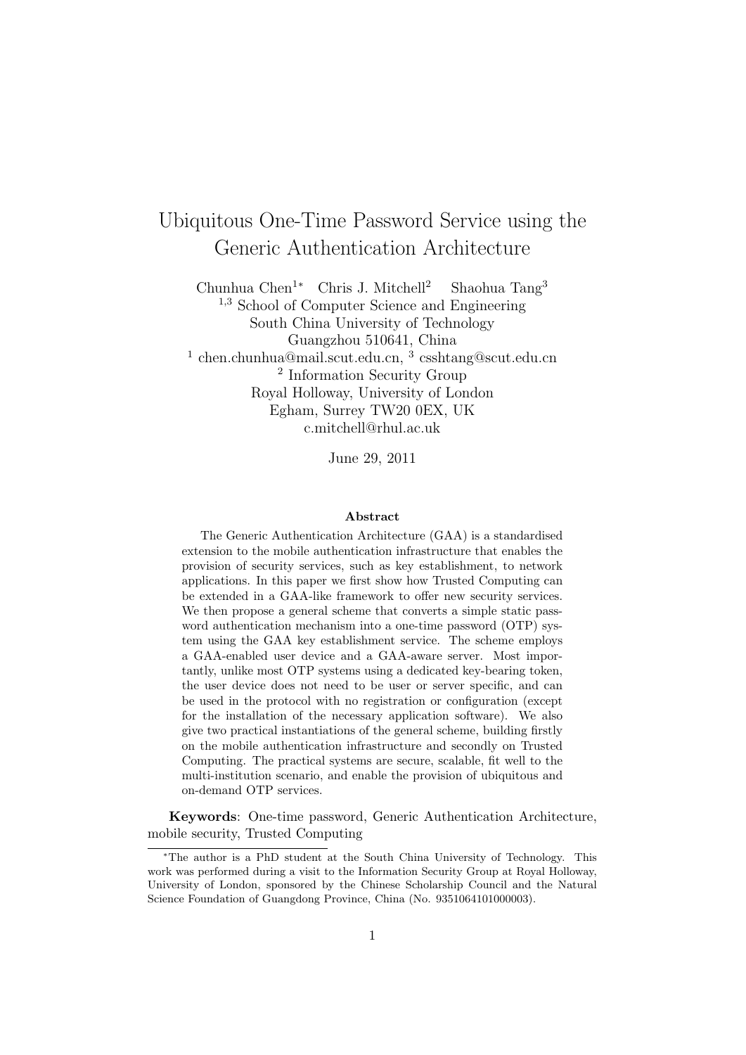# Ubiquitous One-Time Password Service using the Generic Authentication Architecture

Chunhua Chen[1*] Chris J. Mitchell[2] Shaohua Tang[3]

[1,3] School of Computer Science and Engineering
South China University of Technology
Guangzhou 510641, China
[1] chen.chunhua@mail.scut.edu.cn, [3] csshtang@scut.edu.cn
[2] Information Security Group
Royal Holloway, University of London
Egham, Surrey TW20 0EX, UK
c.mitchell@rhul.ac.uk

June 29, 2011

### Abstract

The Generic Authentication Architecture (GAA) is a standardised extension to the mobile authentication infrastructure that enables the provision of security services, such as key establishment, to network applications. In this paper we first show how Trusted Computing can be extended in a GAA-like framework to offer new security services. We then propose a general scheme that converts a simple static password authentication mechanism into a one-time password (OTP) system using the GAA key establishment service. The scheme employs a GAA-enabled user device and a GAA-aware server. Most importantly, unlike most OTP systems using a dedicated key-bearing token, the user device does not need to be user or server specific, and can be used in the protocol with no registration or configuration (except for the installation of the necessary application software). We also give two practical instantiations of the general scheme, building firstly on the mobile authentication infrastructure and secondly on Trusted Computing. The practical systems are secure, scalable, fit well to the multi-institution scenario, and enable the provision of ubiquitous and on-demand OTP services.

**Keywords**: One-time password, Generic Authentication Architecture, mobile security, Trusted Computing

[*] The author is a PhD student at the South China University of Technology. This work was performed during a visit to the Information Security Group at Royal Holloway, University of London, sponsored by the Chinese Scholarship Council and the Natural Science Foundation of Guangdong Province, China (No. 9351064101000003).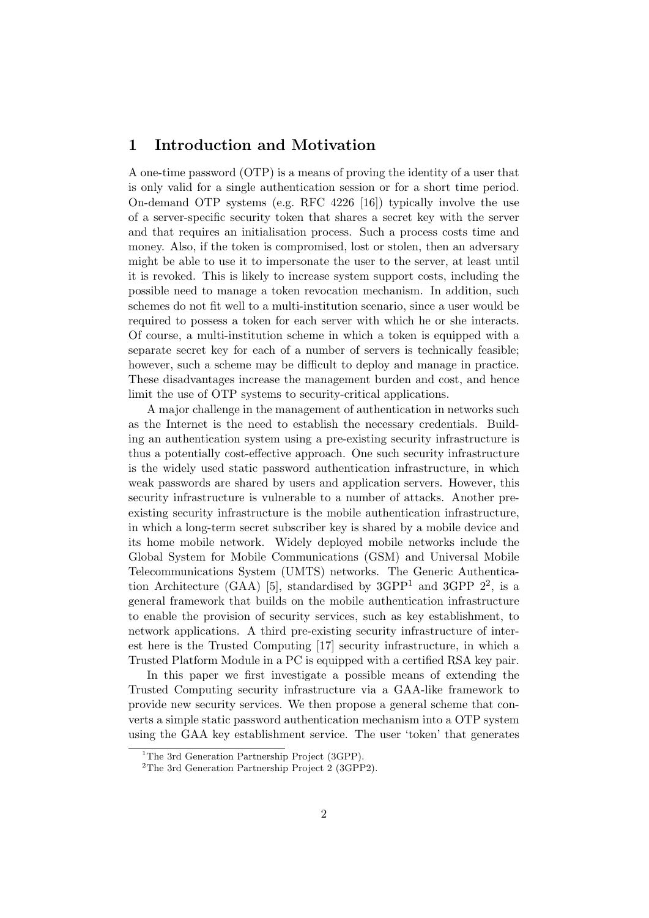## 1 Introduction and Motivation

A one-time password (OTP) is a means of proving the identity of a user that is only valid for a single authentication session or for a short time period. On-demand OTP systems (e.g. RFC 4226 [16]) typically involve the use of a server-specific security token that shares a secret key with the server and that requires an initialisation process. Such a process costs time and money. Also, if the token is compromised, lost or stolen, then an adversary might be able to use it to impersonate the user to the server, at least until it is revoked. This is likely to increase system support costs, including the possible need to manage a token revocation mechanism. In addition, such schemes do not fit well to a multi-institution scenario, since a user would be required to possess a token for each server with which he or she interacts. Of course, a multi-institution scheme in which a token is equipped with a separate secret key for each of a number of servers is technically feasible; however, such a scheme may be difficult to deploy and manage in practice. These disadvantages increase the management burden and cost, and hence limit the use of OTP systems to security-critical applications.

A major challenge in the management of authentication in networks such as the Internet is the need to establish the necessary credentials. Building an authentication system using a pre-existing security infrastructure is thus a potentially cost-effective approach. One such security infrastructure is the widely used static password authentication infrastructure, in which weak passwords are shared by users and application servers. However, this security infrastructure is vulnerable to a number of attacks. Another pre-existing security infrastructure is the mobile authentication infrastructure, in which a long-term secret subscriber key is shared by a mobile device and its home mobile network. Widely deployed mobile networks include the Global System for Mobile Communications (GSM) and Universal Mobile Telecommunications System (UMTS) networks. The Generic Authentication Architecture (GAA) [5], standardised by 3GPP[1] and 3GPP 2[2], is a general framework that builds on the mobile authentication infrastructure to enable the provision of security services, such as key establishment, to network applications. A third pre-existing security infrastructure of interest here is the Trusted Computing [17] security infrastructure, in which a Trusted Platform Module in a PC is equipped with a certified RSA key pair.

In this paper we first investigate a possible means of extending the Trusted Computing security infrastructure via a GAA-like framework to provide new security services. We then propose a general scheme that converts a simple static password authentication mechanism into a OTP system using the GAA key establishment service. The user 'token' that generates

[1] The 3rd Generation Partnership Project (3GPP).

[2] The 3rd Generation Partnership Project 2 (3GPP2).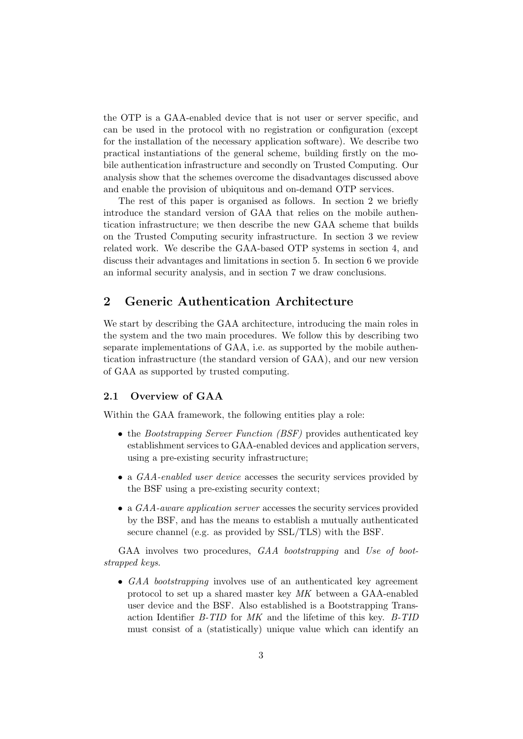the OTP is a GAA-enabled device that is not user or server specific, and can be used in the protocol with no registration or configuration (except for the installation of the necessary application software). We describe two practical instantiations of the general scheme, building firstly on the mobile authentication infrastructure and secondly on Trusted Computing. Our analysis show that the schemes overcome the disadvantages discussed above and enable the provision of ubiquitous and on-demand OTP services.

The rest of this paper is organised as follows. In section 2 we briefly introduce the standard version of GAA that relies on the mobile authentication infrastructure; we then describe the new GAA scheme that builds on the Trusted Computing security infrastructure. In section 3 we review related work. We describe the GAA-based OTP systems in section 4, and discuss their advantages and limitations in section 5. In section 6 we provide an informal security analysis, and in section 7 we draw conclusions.

## 2 Generic Authentication Architecture

We start by describing the GAA architecture, introducing the main roles in the system and the two main procedures. We follow this by describing two separate implementations of GAA, i.e. as supported by the mobile authentication infrastructure (the standard version of GAA), and our new version of GAA as supported by trusted computing.

### 2.1 Overview of GAA

Within the GAA framework, the following entities play a role:

- the *Bootstrapping Server Function (BSF)* provides authenticated key establishment services to GAA-enabled devices and application servers, using a pre-existing security infrastructure;
- a *GAA-enabled user device* accesses the security services provided by the BSF using a pre-existing security context;
- a *GAA-aware application server* accesses the security services provided by the BSF, and has the means to establish a mutually authenticated secure channel (e.g. as provided by SSL/TLS) with the BSF.

GAA involves two procedures, *GAA bootstrapping* and *Use of bootstrapped keys*.

- *GAA bootstrapping* involves use of an authenticated key agreement protocol to set up a shared master key *MK* between a GAA-enabled user device and the BSF. Also established is a Bootstrapping Transaction Identifier *B-TID* for *MK* and the lifetime of this key. *B-TID* must consist of a (statistically) unique value which can identify an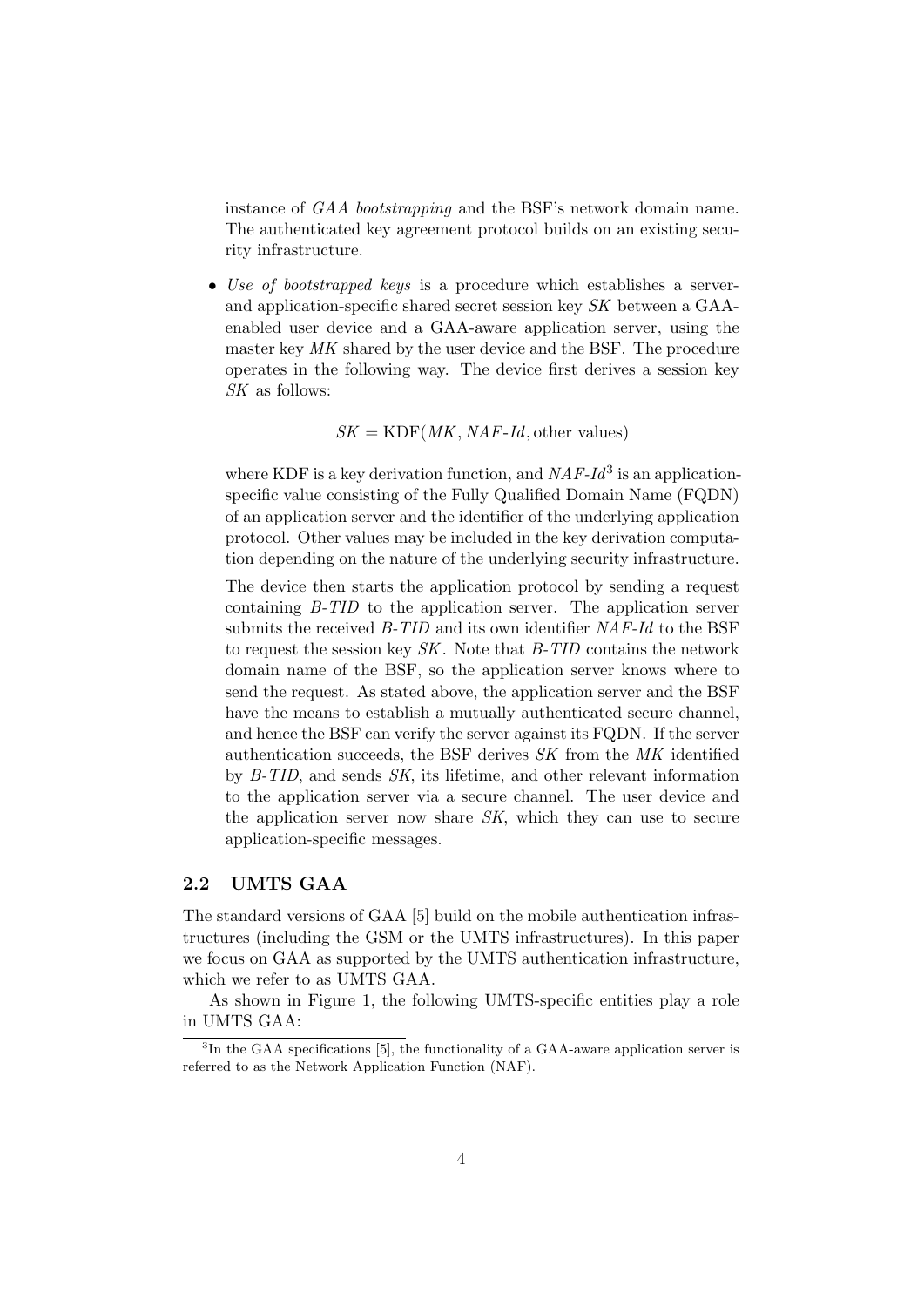instance of *GAA bootstrapping* and the BSF's network domain name. The authenticated key agreement protocol builds on an existing security infrastructure.

- *Use of bootstrapped keys* is a procedure which establishes a server- and application-specific shared secret session key *SK* between a GAA-enabled user device and a GAA-aware application server, using the master key *MK* shared by the user device and the BSF. The procedure operates in the following way. The device first derives a session key *SK* as follows:

  $$SK = \text{KDF}(MK, NAF\text{-}Id, \text{other values})$$

  where KDF is a key derivation function, and *NAF-Id*[3] is an application-specific value consisting of the Fully Qualified Domain Name (FQDN) of an application server and the identifier of the underlying application protocol. Other values may be included in the key derivation computation depending on the nature of the underlying security infrastructure.

  The device then starts the application protocol by sending a request containing *B-TID* to the application server. The application server submits the received *B-TID* and its own identifier *NAF-Id* to the BSF to request the session key *SK*. Note that *B-TID* contains the network domain name of the BSF, so the application server knows where to send the request. As stated above, the application server and the BSF have the means to establish a mutually authenticated secure channel, and hence the BSF can verify the server against its FQDN. If the server authentication succeeds, the BSF derives *SK* from the *MK* identified by *B-TID*, and sends *SK*, its lifetime, and other relevant information to the application server via a secure channel. The user device and the application server now share *SK*, which they can use to secure application-specific messages.

## 2.2 UMTS GAA

The standard versions of GAA [5] build on the mobile authentication infrastructures (including the GSM or the UMTS infrastructures). In this paper we focus on GAA as supported by the UMTS authentication infrastructure, which we refer to as UMTS GAA.

As shown in Figure 1, the following UMTS-specific entities play a role in UMTS GAA:

[3] In the GAA specifications [5], the functionality of a GAA-aware application server is referred to as the Network Application Function (NAF).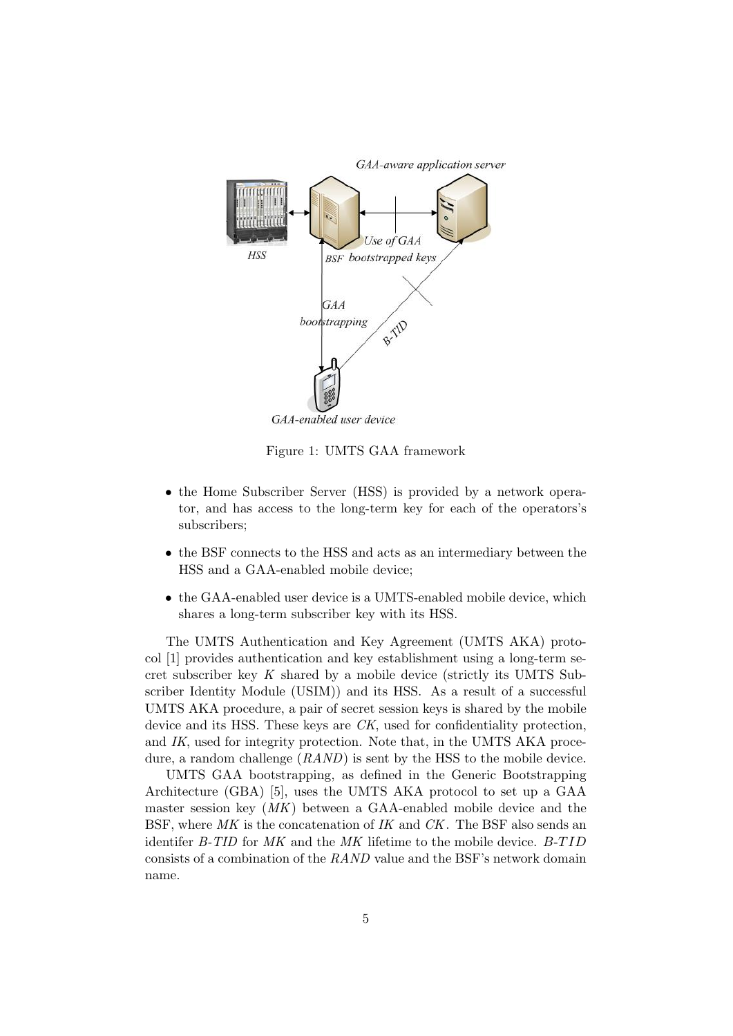Figure 1: UMTS GAA framework

- the Home Subscriber Server (HSS) is provided by a network operator, and has access to the long-term key for each of the operators's subscribers;
- the BSF connects to the HSS and acts as an intermediary between the HSS and a GAA-enabled mobile device;
- the GAA-enabled user device is a UMTS-enabled mobile device, which shares a long-term subscriber key with its HSS.

The UMTS Authentication and Key Agreement (UMTS AKA) protocol [1] provides authentication and key establishment using a long-term secret subscriber key $K$ shared by a mobile device (strictly its UMTS Subscriber Identity Module (USIM)) and its HSS. As a result of a successful UMTS AKA procedure, a pair of secret session keys is shared by the mobile device and its HSS. These keys are *CK*, used for confidentiality protection, and *IK*, used for integrity protection. Note that, in the UMTS AKA procedure, a random challenge ($RAND$) is sent by the HSS to the mobile device.

UMTS GAA bootstrapping, as defined in the Generic Bootstrapping Architecture (GBA) [5], uses the UMTS AKA protocol to set up a GAA master session key (*MK*) between a GAA-enabled mobile device and the BSF, where *MK* is the concatenation of *IK* and *CK*. The BSF also sends an identifer *B-TID* for *MK* and the *MK* lifetime to the mobile device. $B\text{-}TID$ consists of a combination of the $RAND$ value and the BSF's network domain name.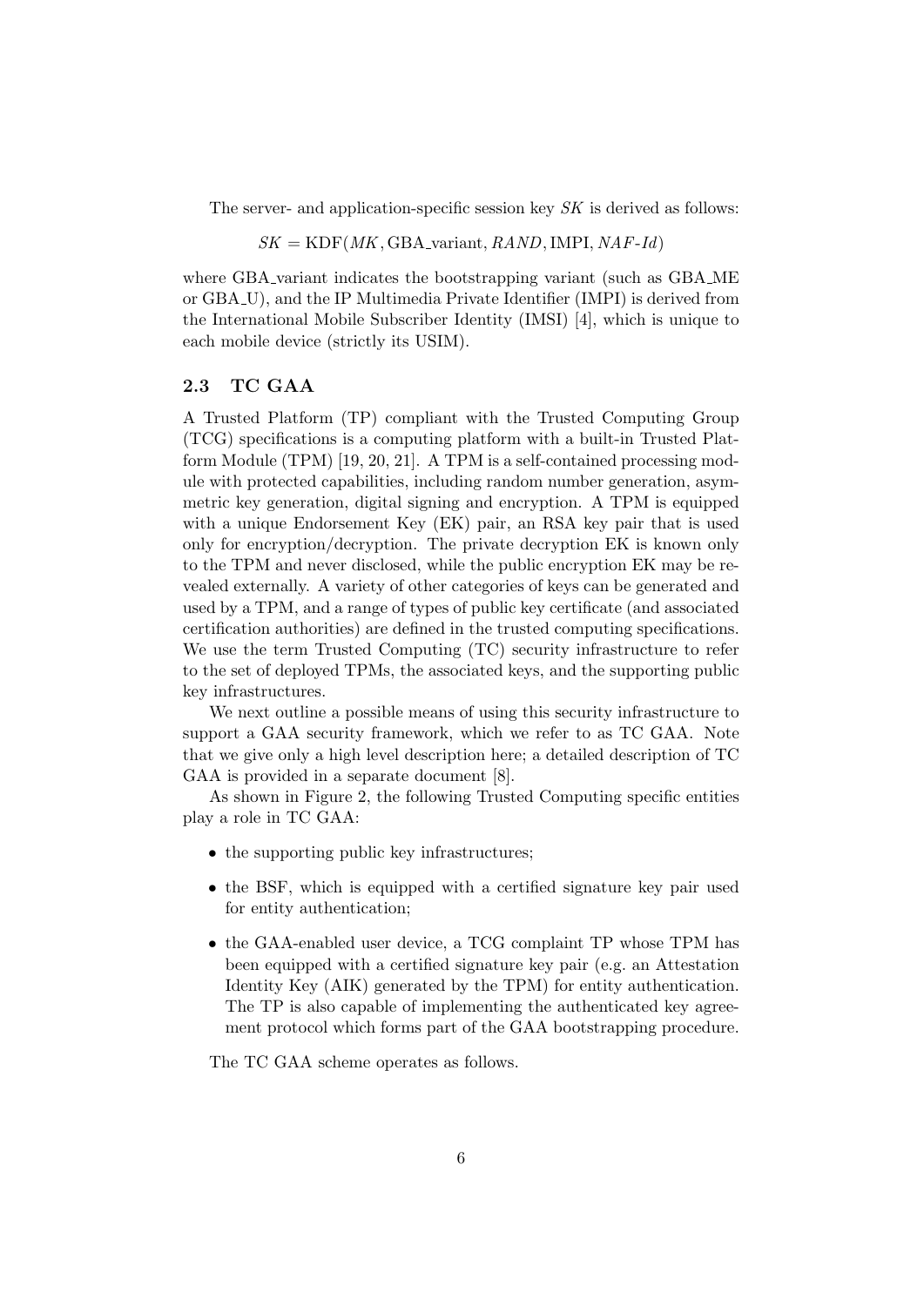The server- and application-specific session key $SK$ is derived as follows:

$$SK = \text{KDF}(MK, \text{GBA\_variant}, RAND, \text{IMPI}, NAF\text{-}Id)$$

where GBA_variant indicates the bootstrapping variant (such as GBA_ME or GBA_U), and the IP Multimedia Private Identifier (IMPI) is derived from the International Mobile Subscriber Identity (IMSI) [4], which is unique to each mobile device (strictly its USIM).

### 2.3 TC GAA

A Trusted Platform (TP) compliant with the Trusted Computing Group (TCG) specifications is a computing platform with a built-in Trusted Platform Module (TPM) [19, 20, 21]. A TPM is a self-contained processing module with protected capabilities, including random number generation, asymmetric key generation, digital signing and encryption. A TPM is equipped with a unique Endorsement Key (EK) pair, an RSA key pair that is used only for encryption/decryption. The private decryption EK is known only to the TPM and never disclosed, while the public encryption EK may be revealed externally. A variety of other categories of keys can be generated and used by a TPM, and a range of types of public key certificate (and associated certification authorities) are defined in the trusted computing specifications. We use the term Trusted Computing (TC) security infrastructure to refer to the set of deployed TPMs, the associated keys, and the supporting public key infrastructures.

We next outline a possible means of using this security infrastructure to support a GAA security framework, which we refer to as TC GAA. Note that we give only a high level description here; a detailed description of TC GAA is provided in a separate document [8].

As shown in Figure 2, the following Trusted Computing specific entities play a role in TC GAA:

- the supporting public key infrastructures;
- the BSF, which is equipped with a certified signature key pair used for entity authentication;
- the GAA-enabled user device, a TCG complaint TP whose TPM has been equipped with a certified signature key pair (e.g. an Attestation Identity Key (AIK) generated by the TPM) for entity authentication. The TP is also capable of implementing the authenticated key agreement protocol which forms part of the GAA bootstrapping procedure.

The TC GAA scheme operates as follows.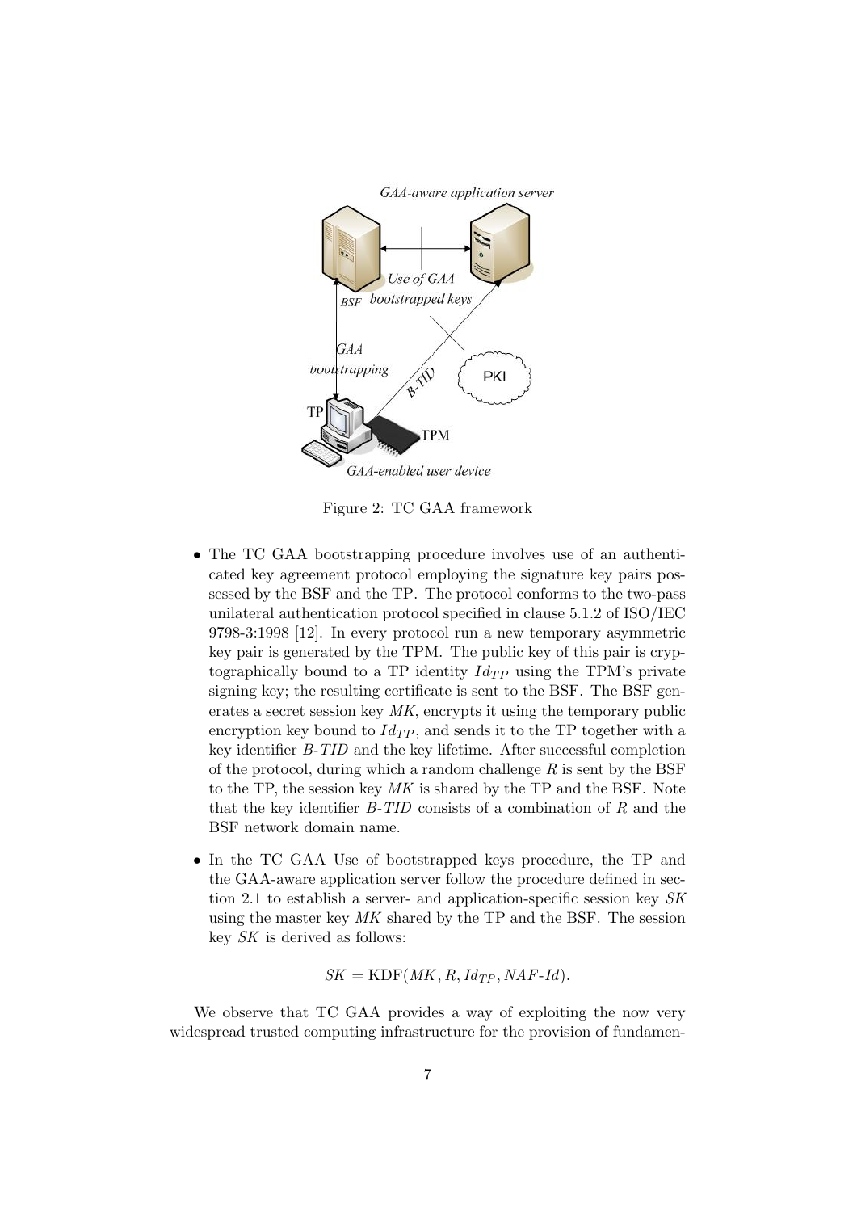Figure 2: TC GAA framework

- The TC GAA bootstrapping procedure involves use of an authenticated key agreement protocol employing the signature key pairs possessed by the BSF and the TP. The protocol conforms to the two-pass unilateral authentication protocol specified in clause 5.1.2 of ISO/IEC 9798-3:1998 [12]. In every protocol run a new temporary asymmetric key pair is generated by the TPM. The public key of this pair is cryptographically bound to a TP identity $Id_{TP}$ using the TPM's private signing key; the resulting certificate is sent to the BSF. The BSF generates a secret session key *MK*, encrypts it using the temporary public encryption key bound to $Id_{TP}$, and sends it to the TP together with a key identifier *B-TID* and the key lifetime. After successful completion of the protocol, during which a random challenge $R$ is sent by the BSF to the TP, the session key *MK* is shared by the TP and the BSF. Note that the key identifier *B-TID* consists of a combination of $R$ and the BSF network domain name.
- In the TC GAA Use of bootstrapped keys procedure, the TP and the GAA-aware application server follow the procedure defined in section 2.1 to establish a server- and application-specific session key *SK* using the master key *MK* shared by the TP and the BSF. The session key *SK* is derived as follows:

$$SK = \text{KDF}(MK, R, Id_{TP}, NAF\text{-}Id).$$

We observe that TC GAA provides a way of exploiting the now very widespread trusted computing infrastructure for the provision of fundamen-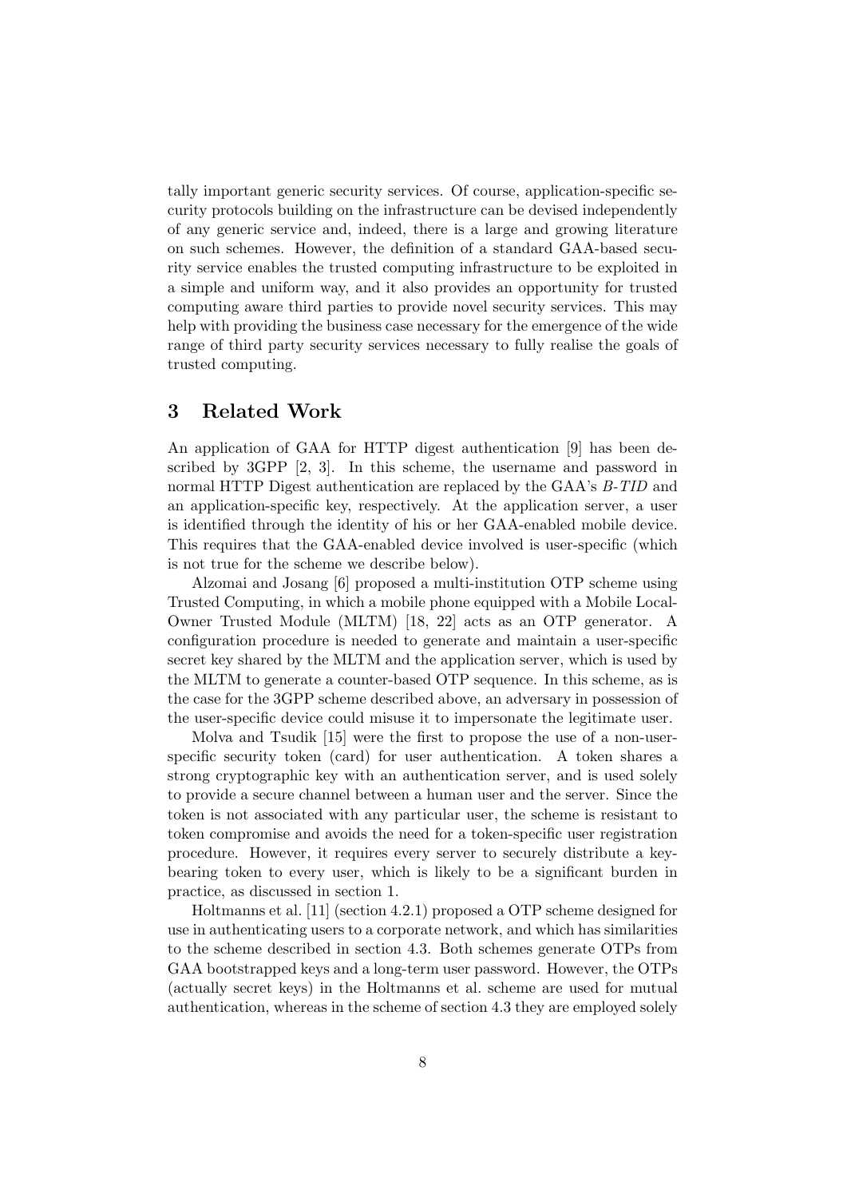tally important generic security services. Of course, application-specific security protocols building on the infrastructure can be devised independently of any generic service and, indeed, there is a large and growing literature on such schemes. However, the definition of a standard GAA-based security service enables the trusted computing infrastructure to be exploited in a simple and uniform way, and it also provides an opportunity for trusted computing aware third parties to provide novel security services. This may help with providing the business case necessary for the emergence of the wide range of third party security services necessary to fully realise the goals of trusted computing.

## 3 Related Work

An application of GAA for HTTP digest authentication [9] has been described by 3GPP [2, 3]. In this scheme, the username and password in normal HTTP Digest authentication are replaced by the GAA's *B-TID* and an application-specific key, respectively. At the application server, a user is identified through the identity of his or her GAA-enabled mobile device. This requires that the GAA-enabled device involved is user-specific (which is not true for the scheme we describe below).

Alzomai and Josang [6] proposed a multi-institution OTP scheme using Trusted Computing, in which a mobile phone equipped with a Mobile Local-Owner Trusted Module (MLTM) [18, 22] acts as an OTP generator. A configuration procedure is needed to generate and maintain a user-specific secret key shared by the MLTM and the application server, which is used by the MLTM to generate a counter-based OTP sequence. In this scheme, as is the case for the 3GPP scheme described above, an adversary in possession of the user-specific device could misuse it to impersonate the legitimate user.

Molva and Tsudik [15] were the first to propose the use of a non-user-specific security token (card) for user authentication. A token shares a strong cryptographic key with an authentication server, and is used solely to provide a secure channel between a human user and the server. Since the token is not associated with any particular user, the scheme is resistant to token compromise and avoids the need for a token-specific user registration procedure. However, it requires every server to securely distribute a key-bearing token to every user, which is likely to be a significant burden in practice, as discussed in section 1.

Holtmanns et al. [11] (section 4.2.1) proposed a OTP scheme designed for use in authenticating users to a corporate network, and which has similarities to the scheme described in section 4.3. Both schemes generate OTPs from GAA bootstrapped keys and a long-term user password. However, the OTPs (actually secret keys) in the Holtmanns et al. scheme are used for mutual authentication, whereas in the scheme of section 4.3 they are employed solely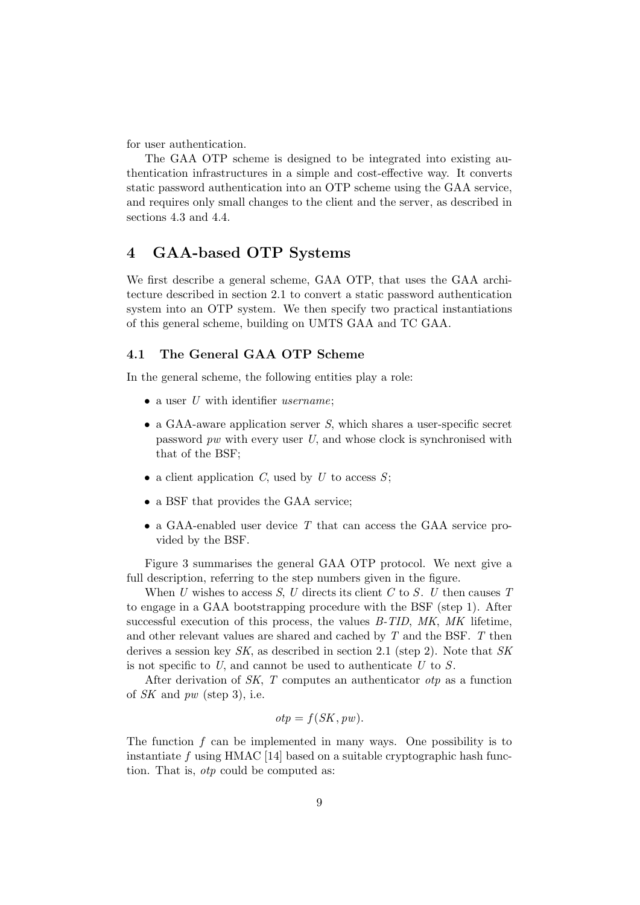for user authentication.

The GAA OTP scheme is designed to be integrated into existing authentication infrastructures in a simple and cost-effective way. It converts static password authentication into an OTP scheme using the GAA service, and requires only small changes to the client and the server, as described in sections 4.3 and 4.4.

# 4 GAA-based OTP Systems

We first describe a general scheme, GAA OTP, that uses the GAA architecture described in section 2.1 to convert a static password authentication system into an OTP system. We then specify two practical instantiations of this general scheme, building on UMTS GAA and TC GAA.

## 4.1 The General GAA OTP Scheme

In the general scheme, the following entities play a role:

- a user $U$ with identifier *username*;
- a GAA-aware application server $S$, which shares a user-specific secret password *pw* with every user $U$, and whose clock is synchronised with that of the BSF;
- a client application $C$, used by $U$ to access $S$;
- a BSF that provides the GAA service;
- a GAA-enabled user device $T$ that can access the GAA service provided by the BSF.

Figure 3 summarises the general GAA OTP protocol. We next give a full description, referring to the step numbers given in the figure.

When $U$ wishes to access $S$, $U$ directs its client $C$ to $S$. $U$ then causes $T$ to engage in a GAA bootstrapping procedure with the BSF (step 1). After successful execution of this process, the values *B-TID*, *MK*, *MK* lifetime, and other relevant values are shared and cached by $T$ and the BSF. $T$ then derives a session key *SK*, as described in section 2.1 (step 2). Note that *SK* is not specific to $U$, and cannot be used to authenticate $U$ to $S$.

After derivation of *SK*, $T$ computes an authenticator *otp* as a function of *SK* and *pw* (step 3), i.e.

$$otp = f(SK, pw).$$

The function $f$ can be implemented in many ways. One possibility is to instantiate $f$ using HMAC [14] based on a suitable cryptographic hash function. That is, *otp* could be computed as: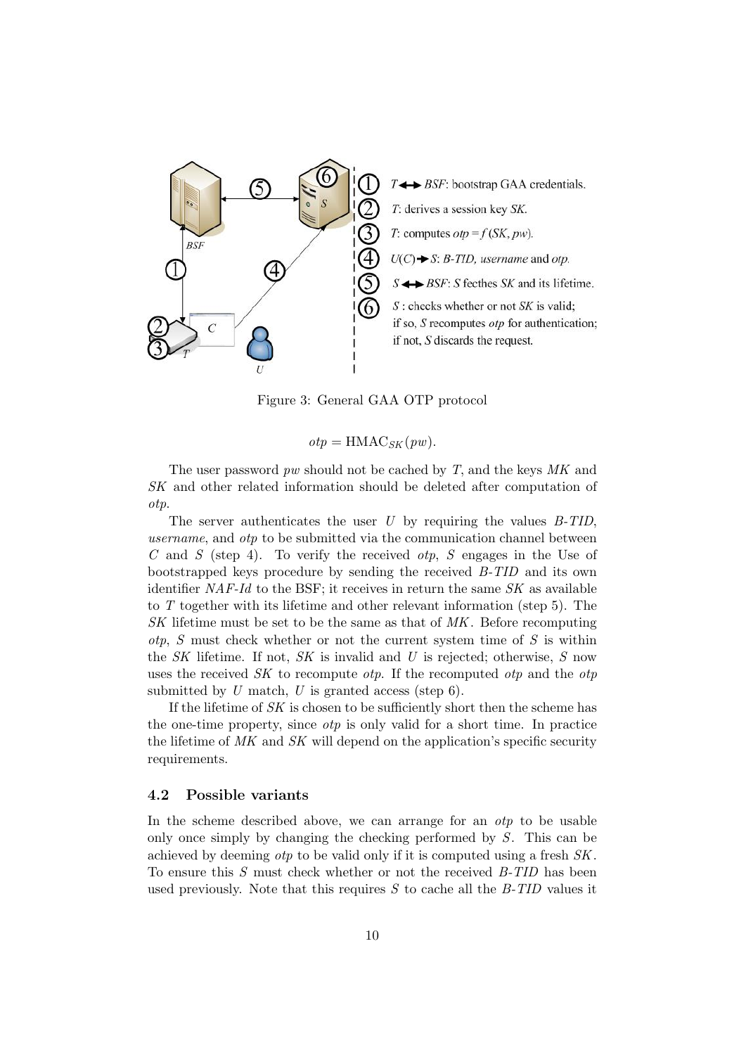1. $T \leftrightarrow BSF$: bootstrap GAA credentials.
2. $T$: derives a session key $SK$.
3. $T$: computes $otp = f(SK, pw)$.
4. $U(C) \rightarrow S$: $B\text{-}TID$, *username* and $otp$.
5. $S \leftrightarrow BSF$: $S$ fecthes $SK$ and its lifetime.
6. $S$ : checks whether or not $SK$ is valid; if so, $S$ recomputes $otp$ for authentication; if not, $S$ discards the request.

Figure 3: General GAA OTP protocol

$$otp = \text{HMAC}_{SK}(pw).$$

The user password $pw$ should not be cached by $T$, and the keys $MK$ and $SK$ and other related information should be deleted after computation of $otp$.

The server authenticates the user $U$ by requiring the values $B\text{-}TID$, *username*, and $otp$ to be submitted via the communication channel between $C$ and $S$ (step 4). To verify the received $otp$, $S$ engages in the Use of bootstrapped keys procedure by sending the received $B\text{-}TID$ and its own identifier $NAF\text{-}Id$ to the BSF; it receives in return the same $SK$ as available to $T$ together with its lifetime and other relevant information (step 5). The $SK$ lifetime must be set to be the same as that of $MK$. Before recomputing $otp$, $S$ must check whether or not the current system time of $S$ is within the $SK$ lifetime. If not, $SK$ is invalid and $U$ is rejected; otherwise, $S$ now uses the received $SK$ to recompute $otp$. If the recomputed $otp$ and the $otp$ submitted by $U$ match, $U$ is granted access (step 6).

If the lifetime of $SK$ is chosen to be sufficiently short then the scheme has the one-time property, since $otp$ is only valid for a short time. In practice the lifetime of $MK$ and $SK$ will depend on the application's specific security requirements.

### 4.2 Possible variants

In the scheme described above, we can arrange for an $otp$ to be usable only once simply by changing the checking performed by $S$. This can be achieved by deeming $otp$ to be valid only if it is computed using a fresh $SK$. To ensure this $S$ must check whether or not the received $B\text{-}TID$ has been used previously. Note that this requires $S$ to cache all the $B\text{-}TID$ values it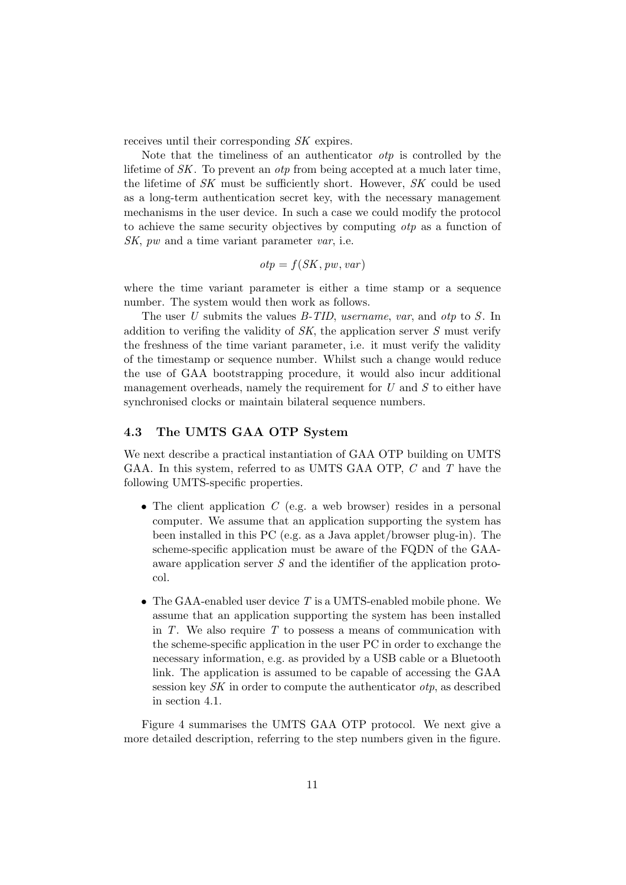receives until their corresponding *SK* expires.

Note that the timeliness of an authenticator *otp* is controlled by the lifetime of *SK*. To prevent an *otp* from being accepted at a much later time, the lifetime of *SK* must be sufficiently short. However, *SK* could be used as a long-term authentication secret key, with the necessary management mechanisms in the user device. In such a case we could modify the protocol to achieve the same security objectives by computing *otp* as a function of *SK*, *pw* and a time variant parameter *var*, i.e.

$$otp = f(SK, pw, var)$$

where the time variant parameter is either a time stamp or a sequence number. The system would then work as follows.

The user $U$ submits the values *B-TID*, *username*, *var*, and *otp* to $S$. In addition to verifing the validity of *SK*, the application server $S$ must verify the freshness of the time variant parameter, i.e. it must verify the validity of the timestamp or sequence number. Whilst such a change would reduce the use of GAA bootstrapping procedure, it would also incur additional management overheads, namely the requirement for $U$ and $S$ to either have synchronised clocks or maintain bilateral sequence numbers.

### 4.3 The UMTS GAA OTP System

We next describe a practical instantiation of GAA OTP building on UMTS GAA. In this system, referred to as UMTS GAA OTP, $C$ and $T$ have the following UMTS-specific properties.

- The client application $C$ (e.g. a web browser) resides in a personal computer. We assume that an application supporting the system has been installed in this PC (e.g. as a Java applet/browser plug-in). The scheme-specific application must be aware of the FQDN of the GAA-aware application server $S$ and the identifier of the application protocol.
- The GAA-enabled user device $T$ is a UMTS-enabled mobile phone. We assume that an application supporting the system has been installed in $T$. We also require $T$ to possess a means of communication with the scheme-specific application in the user PC in order to exchange the necessary information, e.g. as provided by a USB cable or a Bluetooth link. The application is assumed to be capable of accessing the GAA session key *SK* in order to compute the authenticator *otp*, as described in section 4.1.

Figure 4 summarises the UMTS GAA OTP protocol. We next give a more detailed description, referring to the step numbers given in the figure.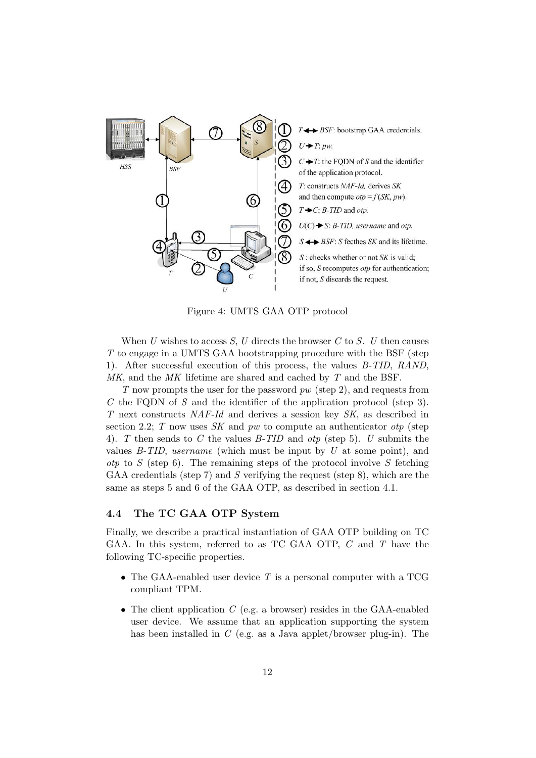Figure 4: UMTS GAA OTP protocol

When $U$ wishes to access $S$, $U$ directs the browser $C$ to $S$. $U$ then causes $T$ to engage in a UMTS GAA bootstrapping procedure with the BSF (step 1). After successful execution of this process, the values *B-TID*, *RAND*, *MK*, and the *MK* lifetime are shared and cached by $T$ and the BSF.

$T$ now prompts the user for the password *pw* (step 2), and requests from $C$ the FQDN of $S$ and the identifier of the application protocol (step 3). $T$ next constructs *NAF-Id* and derives a session key *SK*, as described in section 2.2; $T$ now uses *SK* and *pw* to compute an authenticator *otp* (step 4). $T$ then sends to $C$ the values *B-TID* and *otp* (step 5). $U$ submits the values *B-TID*, *username* (which must be input by $U$ at some point), and *otp* to $S$ (step 6). The remaining steps of the protocol involve $S$ fetching GAA credentials (step 7) and $S$ verifying the request (step 8), which are the same as steps 5 and 6 of the GAA OTP, as described in section 4.1.

### 4.4 The TC GAA OTP System

Finally, we describe a practical instantiation of GAA OTP building on TC GAA. In this system, referred to as TC GAA OTP, $C$ and $T$ have the following TC-specific properties.

- The GAA-enabled user device $T$ is a personal computer with a TCG compliant TPM.
- The client application $C$ (e.g. a browser) resides in the GAA-enabled user device. We assume that an application supporting the system has been installed in $C$ (e.g. as a Java applet/browser plug-in). The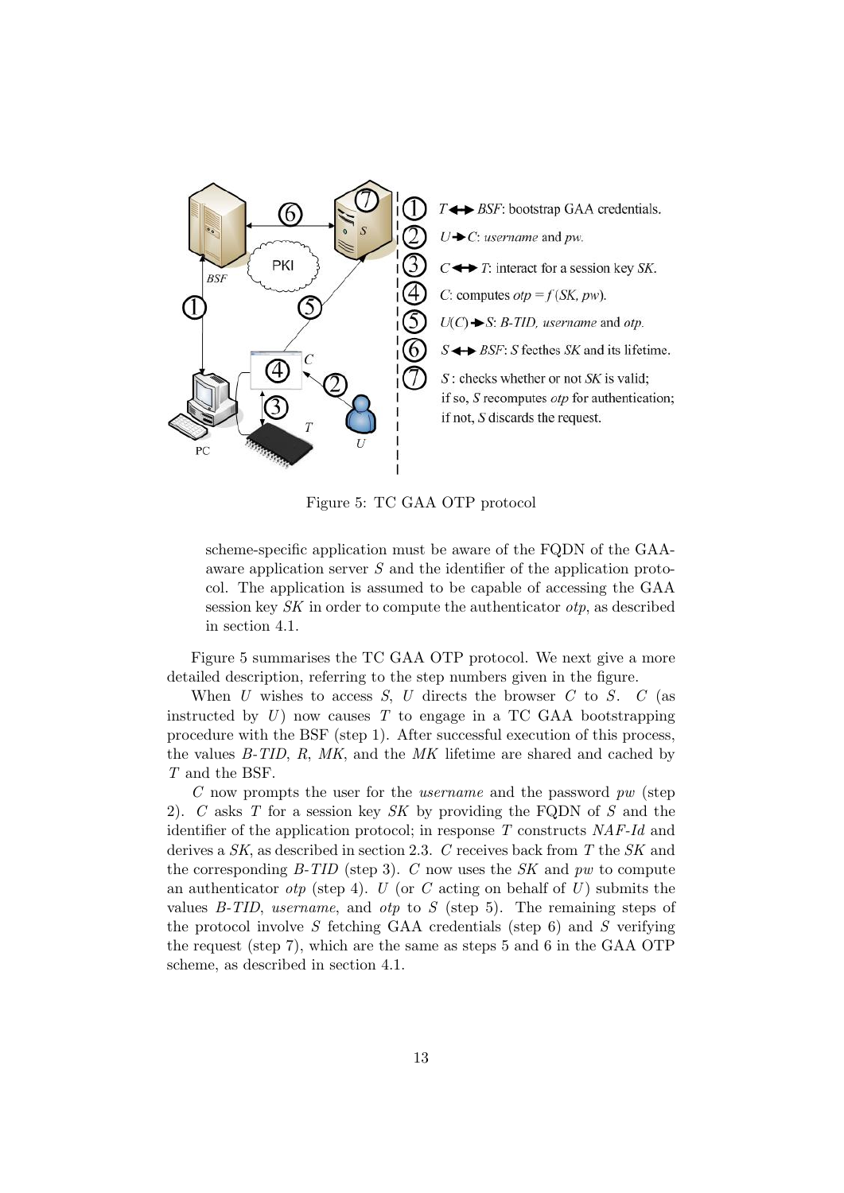Figure 5: TC GAA OTP protocol

> scheme-specific application must be aware of the FQDN of the GAA-aware application server $S$ and the identifier of the application protocol. The application is assumed to be capable of accessing the GAA session key *SK* in order to compute the authenticator *otp*, as described in section 4.1.

Figure 5 summarises the TC GAA OTP protocol. We next give a more detailed description, referring to the step numbers given in the figure.

When $U$ wishes to access $S$, $U$ directs the browser $C$ to $S$. $C$ (as instructed by $U$) now causes $T$ to engage in a TC GAA bootstrapping procedure with the BSF (step 1). After successful execution of this process, the values *B-TID*, *R*, *MK*, and the *MK* lifetime are shared and cached by $T$ and the BSF.

$C$ now prompts the user for the *username* and the password *pw* (step 2). $C$ asks $T$ for a session key *SK* by providing the FQDN of $S$ and the identifier of the application protocol; in response $T$ constructs *NAF-Id* and derives a *SK*, as described in section 2.3. $C$ receives back from $T$ the *SK* and the corresponding *B-TID* (step 3). $C$ now uses the *SK* and *pw* to compute an authenticator *otp* (step 4). $U$ (or $C$ acting on behalf of $U$) submits the values *B-TID*, *username*, and *otp* to $S$ (step 5). The remaining steps of the protocol involve $S$ fetching GAA credentials (step 6) and $S$ verifying the request (step 7), which are the same as steps 5 and 6 in the GAA OTP scheme, as described in section 4.1.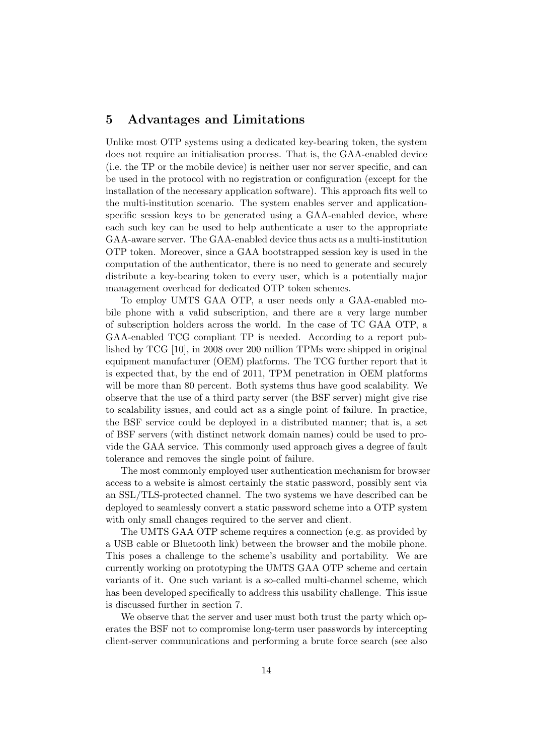## 5 Advantages and Limitations

Unlike most OTP systems using a dedicated key-bearing token, the system does not require an initialisation process. That is, the GAA-enabled device (i.e. the TP or the mobile device) is neither user nor server specific, and can be used in the protocol with no registration or configuration (except for the installation of the necessary application software). This approach fits well to the multi-institution scenario. The system enables server and application-specific session keys to be generated using a GAA-enabled device, where each such key can be used to help authenticate a user to the appropriate GAA-aware server. The GAA-enabled device thus acts as a multi-institution OTP token. Moreover, since a GAA bootstrapped session key is used in the computation of the authenticator, there is no need to generate and securely distribute a key-bearing token to every user, which is a potentially major management overhead for dedicated OTP token schemes.

To employ UMTS GAA OTP, a user needs only a GAA-enabled mobile phone with a valid subscription, and there are a very large number of subscription holders across the world. In the case of TC GAA OTP, a GAA-enabled TCG compliant TP is needed. According to a report published by TCG [10], in 2008 over 200 million TPMs were shipped in original equipment manufacturer (OEM) platforms. The TCG further report that it is expected that, by the end of 2011, TPM penetration in OEM platforms will be more than 80 percent. Both systems thus have good scalability. We observe that the use of a third party server (the BSF server) might give rise to scalability issues, and could act as a single point of failure. In practice, the BSF service could be deployed in a distributed manner; that is, a set of BSF servers (with distinct network domain names) could be used to provide the GAA service. This commonly used approach gives a degree of fault tolerance and removes the single point of failure.

The most commonly employed user authentication mechanism for browser access to a website is almost certainly the static password, possibly sent via an SSL/TLS-protected channel. The two systems we have described can be deployed to seamlessly convert a static password scheme into a OTP system with only small changes required to the server and client.

The UMTS GAA OTP scheme requires a connection (e.g. as provided by a USB cable or Bluetooth link) between the browser and the mobile phone. This poses a challenge to the scheme's usability and portability. We are currently working on prototyping the UMTS GAA OTP scheme and certain variants of it. One such variant is a so-called multi-channel scheme, which has been developed specifically to address this usability challenge. This issue is discussed further in section 7.

We observe that the server and user must both trust the party which operates the BSF not to compromise long-term user passwords by intercepting client-server communications and performing a brute force search (see also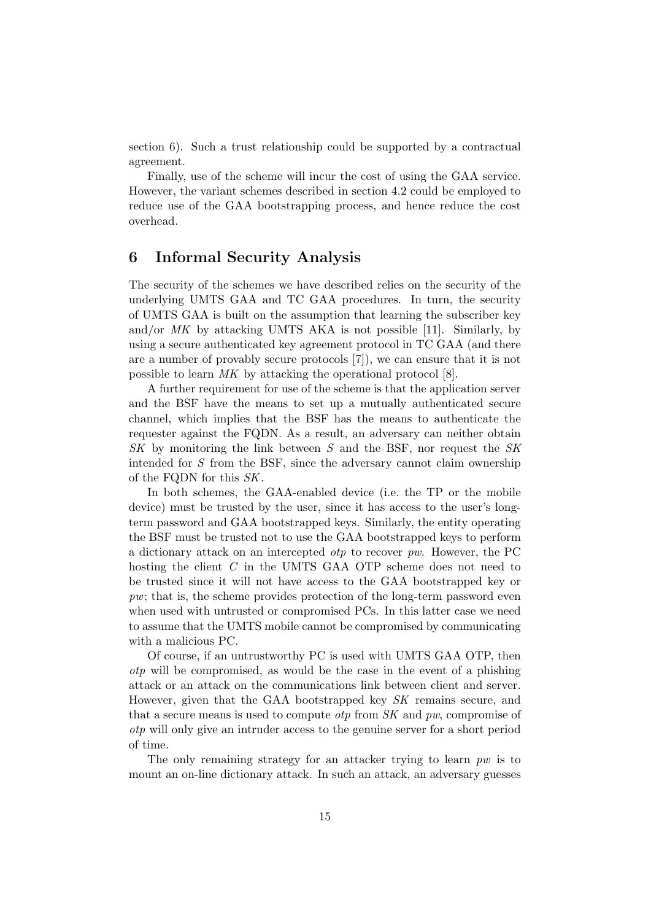section 6). Such a trust relationship could be supported by a contractual agreement.

Finally, use of the scheme will incur the cost of using the GAA service. However, the variant schemes described in section 4.2 could be employed to reduce use of the GAA bootstrapping process, and hence reduce the cost overhead.

## 6 Informal Security Analysis

The security of the schemes we have described relies on the security of the underlying UMTS GAA and TC GAA procedures. In turn, the security of UMTS GAA is built on the assumption that learning the subscriber key and/or *MK* by attacking UMTS AKA is not possible [11]. Similarly, by using a secure authenticated key agreement protocol in TC GAA (and there are a number of provably secure protocols [7]), we can ensure that it is not possible to learn *MK* by attacking the operational protocol [8].

A further requirement for use of the scheme is that the application server and the BSF have the means to set up a mutually authenticated secure channel, which implies that the BSF has the means to authenticate the requester against the FQDN. As a result, an adversary can neither obtain *SK* by monitoring the link between *S* and the BSF, nor request the *SK* intended for *S* from the BSF, since the adversary cannot claim ownership of the FQDN for this *SK*.

In both schemes, the GAA-enabled device (i.e. the TP or the mobile device) must be trusted by the user, since it has access to the user's long-term password and GAA bootstrapped keys. Similarly, the entity operating the BSF must be trusted not to use the GAA bootstrapped keys to perform a dictionary attack on an intercepted *otp* to recover *pw*. However, the PC hosting the client *C* in the UMTS GAA OTP scheme does not need to be trusted since it will not have access to the GAA bootstrapped key or *pw*; that is, the scheme provides protection of the long-term password even when used with untrusted or compromised PCs. In this latter case we need to assume that the UMTS mobile cannot be compromised by communicating with a malicious PC.

Of course, if an untrustworthy PC is used with UMTS GAA OTP, then *otp* will be compromised, as would be the case in the event of a phishing attack or an attack on the communications link between client and server. However, given that the GAA bootstrapped key *SK* remains secure, and that a secure means is used to compute *otp* from *SK* and *pw*, compromise of *otp* will only give an intruder access to the genuine server for a short period of time.

The only remaining strategy for an attacker trying to learn *pw* is to mount an on-line dictionary attack. In such an attack, an adversary guesses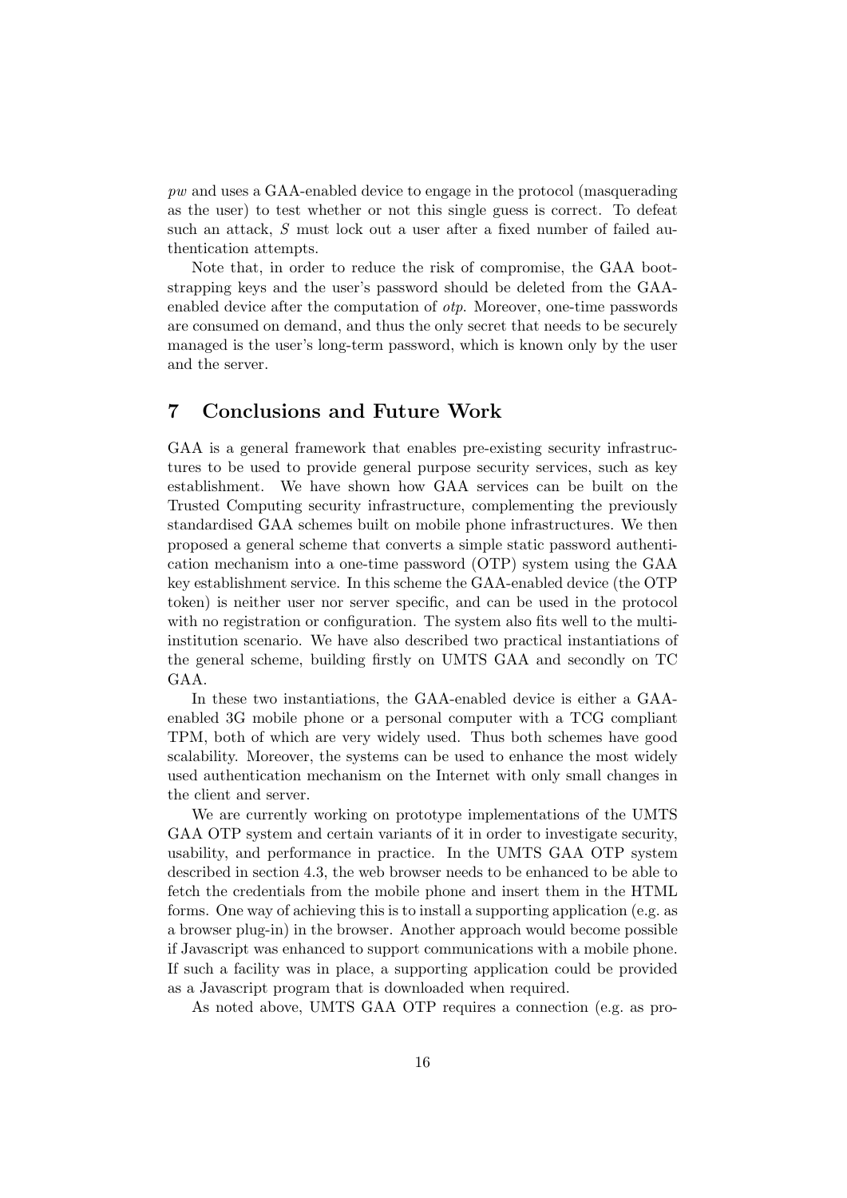*pw* and uses a GAA-enabled device to engage in the protocol (masquerading as the user) to test whether or not this single guess is correct. To defeat such an attack, $S$ must lock out a user after a fixed number of failed authentication attempts.

Note that, in order to reduce the risk of compromise, the GAA bootstrapping keys and the user's password should be deleted from the GAA-enabled device after the computation of *otp*. Moreover, one-time passwords are consumed on demand, and thus the only secret that needs to be securely managed is the user's long-term password, which is known only by the user and the server.

## 7 Conclusions and Future Work

GAA is a general framework that enables pre-existing security infrastructures to be used to provide general purpose security services, such as key establishment. We have shown how GAA services can be built on the Trusted Computing security infrastructure, complementing the previously standardised GAA schemes built on mobile phone infrastructures. We then proposed a general scheme that converts a simple static password authentication mechanism into a one-time password (OTP) system using the GAA key establishment service. In this scheme the GAA-enabled device (the OTP token) is neither user nor server specific, and can be used in the protocol with no registration or configuration. The system also fits well to the multi-institution scenario. We have also described two practical instantiations of the general scheme, building firstly on UMTS GAA and secondly on TC GAA.

In these two instantiations, the GAA-enabled device is either a GAA-enabled 3G mobile phone or a personal computer with a TCG compliant TPM, both of which are very widely used. Thus both schemes have good scalability. Moreover, the systems can be used to enhance the most widely used authentication mechanism on the Internet with only small changes in the client and server.

We are currently working on prototype implementations of the UMTS GAA OTP system and certain variants of it in order to investigate security, usability, and performance in practice. In the UMTS GAA OTP system described in section 4.3, the web browser needs to be enhanced to be able to fetch the credentials from the mobile phone and insert them in the HTML forms. One way of achieving this is to install a supporting application (e.g. as a browser plug-in) in the browser. Another approach would become possible if Javascript was enhanced to support communications with a mobile phone. If such a facility was in place, a supporting application could be provided as a Javascript program that is downloaded when required.

As noted above, UMTS GAA OTP requires a connection (e.g. as pro-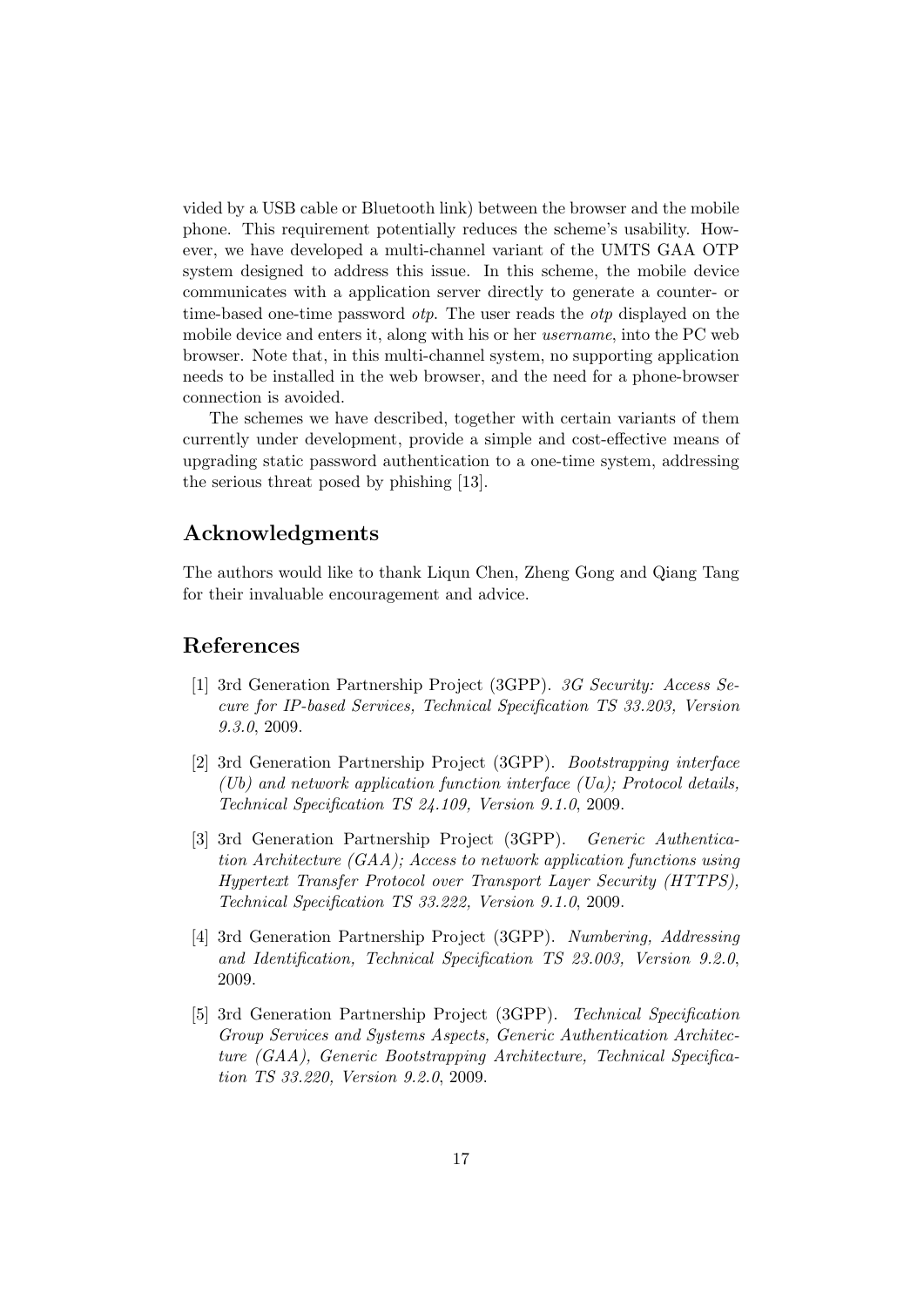vided by a USB cable or Bluetooth link) between the browser and the mobile phone. This requirement potentially reduces the scheme's usability. However, we have developed a multi-channel variant of the UMTS GAA OTP system designed to address this issue. In this scheme, the mobile device communicates with a application server directly to generate a counter- or time-based one-time password *otp*. The user reads the *otp* displayed on the mobile device and enters it, along with his or her *username*, into the PC web browser. Note that, in this multi-channel system, no supporting application needs to be installed in the web browser, and the need for a phone-browser connection is avoided.

The schemes we have described, together with certain variants of them currently under development, provide a simple and cost-effective means of upgrading static password authentication to a one-time system, addressing the serious threat posed by phishing [13].

## Acknowledgments

The authors would like to thank Liqun Chen, Zheng Gong and Qiang Tang for their invaluable encouragement and advice.

## References

[1] 3rd Generation Partnership Project (3GPP). *3G Security: Access Secure for IP-based Services, Technical Specification TS 33.203, Version 9.3.0*, 2009.

[2] 3rd Generation Partnership Project (3GPP). *Bootstrapping interface (Ub) and network application function interface (Ua); Protocol details, Technical Specification TS 24.109, Version 9.1.0*, 2009.

[3] 3rd Generation Partnership Project (3GPP). *Generic Authentication Architecture (GAA); Access to network application functions using Hypertext Transfer Protocol over Transport Layer Security (HTTPS), Technical Specification TS 33.222, Version 9.1.0*, 2009.

[4] 3rd Generation Partnership Project (3GPP). *Numbering, Addressing and Identification, Technical Specification TS 23.003, Version 9.2.0*, 2009.

[5] 3rd Generation Partnership Project (3GPP). *Technical Specification Group Services and Systems Aspects, Generic Authentication Architecture (GAA), Generic Bootstrapping Architecture, Technical Specification TS 33.220, Version 9.2.0*, 2009.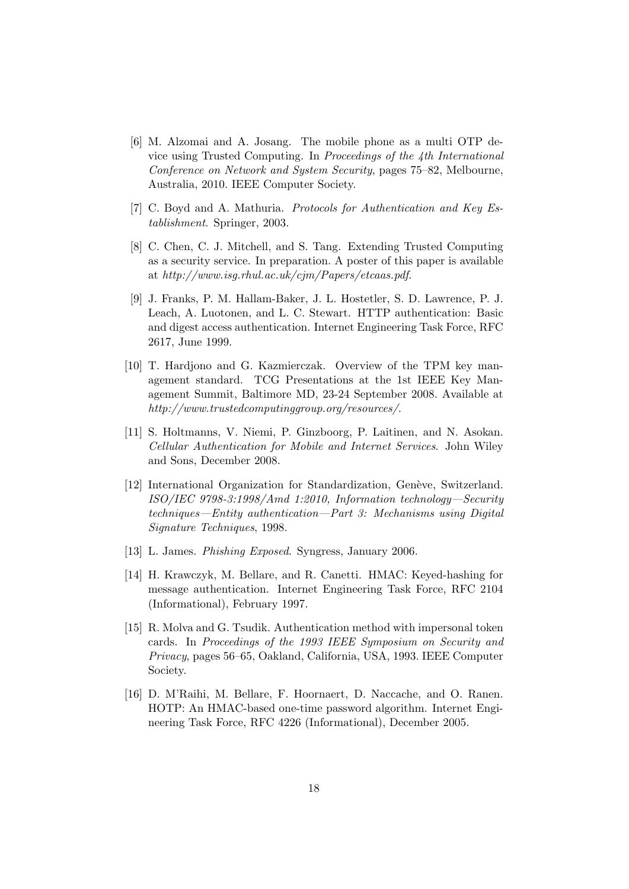[6] M. Alzomai and A. Josang. The mobile phone as a multi OTP device using Trusted Computing. In *Proceedings of the 4th International Conference on Network and System Security*, pages 75–82, Melbourne, Australia, 2010. IEEE Computer Society.

[7] C. Boyd and A. Mathuria. *Protocols for Authentication and Key Establishment*. Springer, 2003.

[8] C. Chen, C. J. Mitchell, and S. Tang. Extending Trusted Computing as a security service. In preparation. A poster of this paper is available at *http://www.isg.rhul.ac.uk/cjm/Papers/etcaas.pdf*.

[9] J. Franks, P. M. Hallam-Baker, J. L. Hostetler, S. D. Lawrence, P. J. Leach, A. Luotonen, and L. C. Stewart. HTTP authentication: Basic and digest access authentication. Internet Engineering Task Force, RFC 2617, June 1999.

[10] T. Hardjono and G. Kazmierczak. Overview of the TPM key management standard. TCG Presentations at the 1st IEEE Key Management Summit, Baltimore MD, 23-24 September 2008. Available at *http://www.trustedcomputinggroup.org/resources/*.

[11] S. Holtmanns, V. Niemi, P. Ginzboorg, P. Laitinen, and N. Asokan. *Cellular Authentication for Mobile and Internet Services*. John Wiley and Sons, December 2008.

[12] International Organization for Standardization, Genève, Switzerland. *ISO/IEC 9798-3:1998/Amd 1:2010, Information technology—Security techniques—Entity authentication—Part 3: Mechanisms using Digital Signature Techniques*, 1998.

[13] L. James. *Phishing Exposed*. Syngress, January 2006.

[14] H. Krawczyk, M. Bellare, and R. Canetti. HMAC: Keyed-hashing for message authentication. Internet Engineering Task Force, RFC 2104 (Informational), February 1997.

[15] R. Molva and G. Tsudik. Authentication method with impersonal token cards. In *Proceedings of the 1993 IEEE Symposium on Security and Privacy*, pages 56–65, Oakland, California, USA, 1993. IEEE Computer Society.

[16] D. M'Raihi, M. Bellare, F. Hoornaert, D. Naccache, and O. Ranen. HOTP: An HMAC-based one-time password algorithm. Internet Engineering Task Force, RFC 4226 (Informational), December 2005.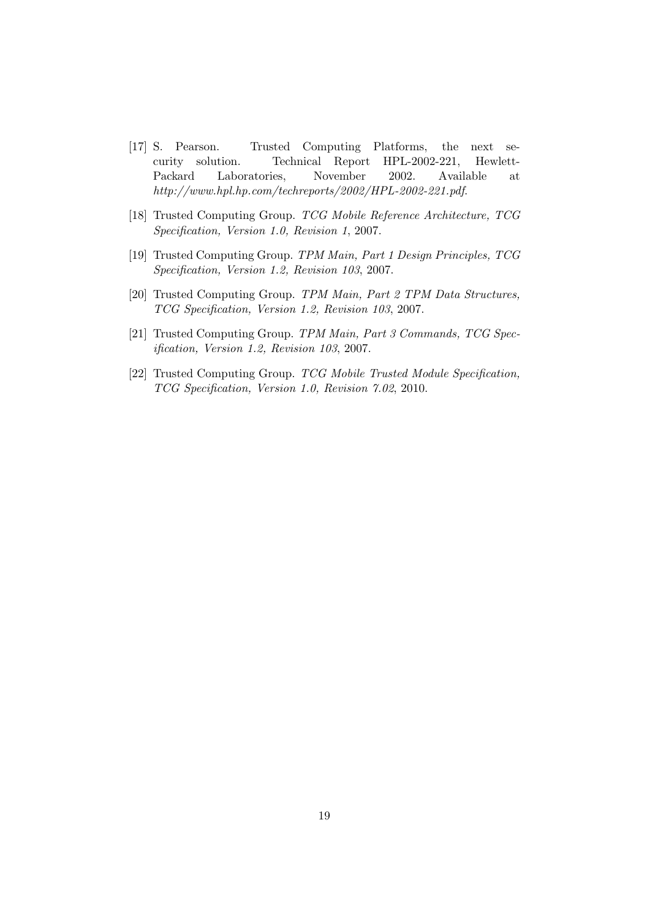[17] S. Pearson. Trusted Computing Platforms, the next security solution. Technical Report HPL-2002-221, Hewlett-Packard Laboratories, November 2002. Available at *http://www.hpl.hp.com/techreports/2002/HPL-2002-221.pdf*.

[18] Trusted Computing Group. *TCG Mobile Reference Architecture, TCG Specification, Version 1.0, Revision 1*, 2007.

[19] Trusted Computing Group. *TPM Main, Part 1 Design Principles, TCG Specification, Version 1.2, Revision 103*, 2007.

[20] Trusted Computing Group. *TPM Main, Part 2 TPM Data Structures, TCG Specification, Version 1.2, Revision 103*, 2007.

[21] Trusted Computing Group. *TPM Main, Part 3 Commands, TCG Specification, Version 1.2, Revision 103*, 2007.

[22] Trusted Computing Group. *TCG Mobile Trusted Module Specification, TCG Specification, Version 1.0, Revision 7.02*, 2010.